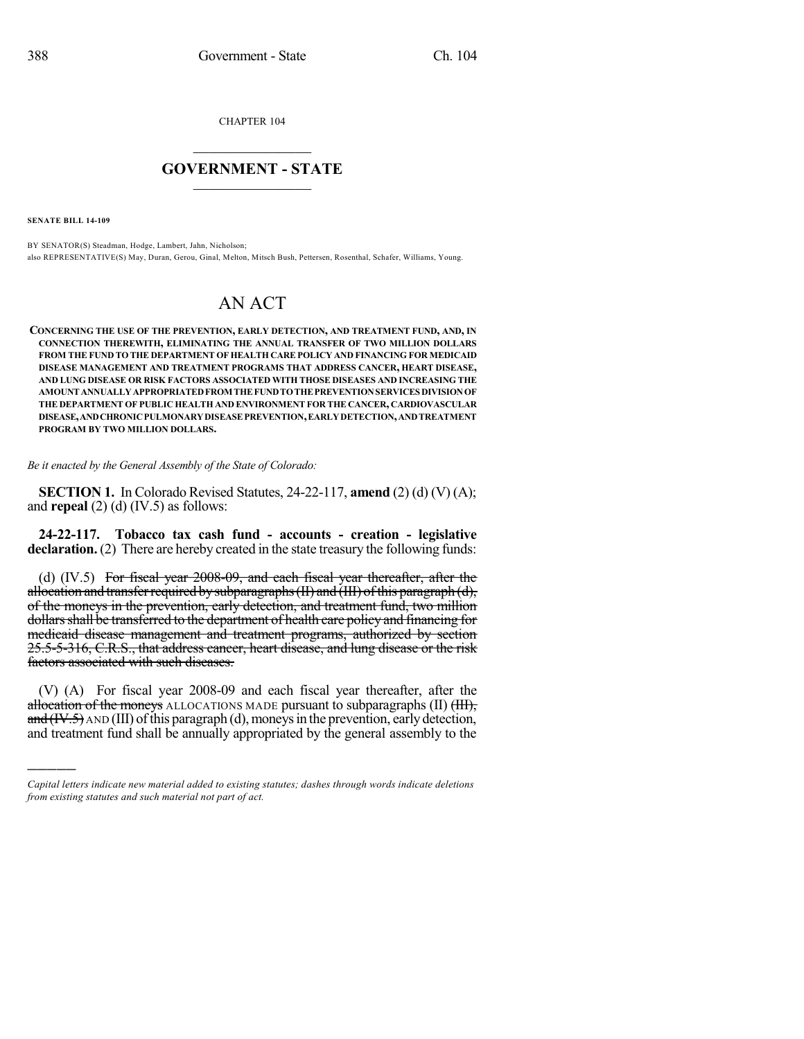CHAPTER 104

# GOVERNMENT - STATE

**SENATE BILL 14-109**

BY SENATOR(S) Steadman, Hodge, Lambert, Jahn, Nicholson;
also REPRESENTATIVE(S) May, Duran, Gerou, Ginal, Melton, Mitsch Bush, Pettersen, Rosenthal, Schafer, Williams, Young.

# AN ACT

**CONCERNING THE USE OF THE PREVENTION, EARLY DETECTION, AND TREATMENT FUND, AND, IN CONNECTION THEREWITH, ELIMINATING THE ANNUAL TRANSFER OF TWO MILLION DOLLARS FROM THE FUND TO THE DEPARTMENT OF HEALTH CARE POLICY AND FINANCING FOR MEDICAID DISEASE MANAGEMENT AND TREATMENT PROGRAMS THAT ADDRESS CANCER, HEART DISEASE, AND LUNG DISEASE OR RISK FACTORS ASSOCIATED WITH THOSE DISEASES AND INCREASING THE AMOUNT ANNUALLY APPROPRIATED FROM THE FUND TO THE PREVENTION SERVICES DIVISION OF THE DEPARTMENT OF PUBLIC HEALTH AND ENVIRONMENT FOR THE CANCER, CARDIOVASCULAR DISEASE, AND CHRONIC PULMONARY DISEASE PREVENTION, EARLY DETECTION, AND TREATMENT PROGRAM BY TWO MILLION DOLLARS.**

*Be it enacted by the General Assembly of the State of Colorado:*

**SECTION 1.** In Colorado Revised Statutes, 24-22-117, **amend** (2) (d) (V) (A); and **repeal** (2) (d) (IV.5) as follows:

**24-22-117. Tobacco tax cash fund - accounts - creation - legislative declaration.** (2) There are hereby created in the state treasury the following funds:

(d) (IV.5) ~~For fiscal year 2008-09, and each fiscal year thereafter, after the allocation and transfer required by subparagraphs (II) and (III) of this paragraph (d), of the moneys in the prevention, early detection, and treatment fund, two million dollars shall be transferred to the department of health care policy and financing for medicaid disease management and treatment programs, authorized by section 25.5-5-316, C.R.S., that address cancer, heart disease, and lung disease or the risk factors associated with such diseases.~~

(V) (A) For fiscal year 2008-09 and each fiscal year thereafter, after the ~~allocation of the moneys~~ ALLOCATIONS MADE pursuant to subparagraphs (II) ~~(III), and (IV.5)~~ AND (III) of this paragraph (d), moneys in the prevention, early detection, and treatment fund shall be annually appropriated by the general assembly to the

---

*Capital letters indicate new material added to existing statutes; dashes through words indicate deletions from existing statutes and such material not part of act.*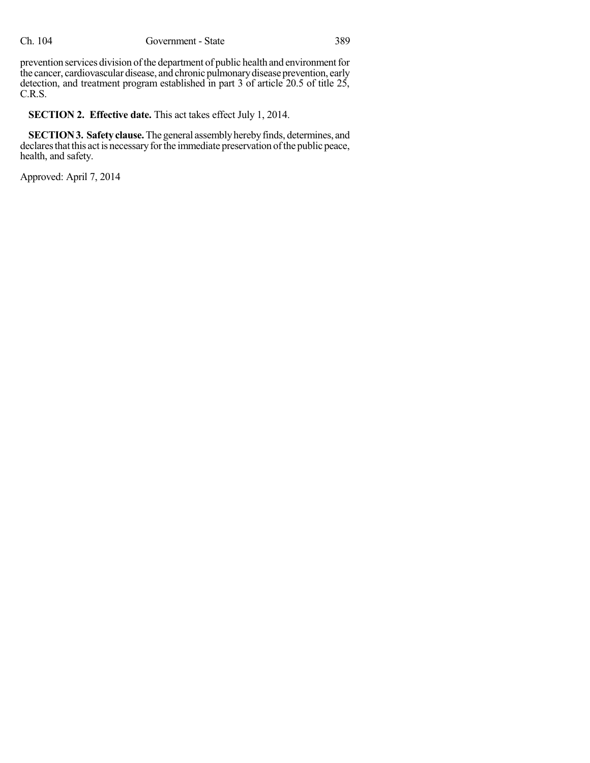prevention services division of the department of public health and environment for the cancer, cardiovascular disease, and chronic pulmonary disease prevention, early detection, and treatment program established in part 3 of article 20.5 of title 25, C.R.S.

**SECTION 2. Effective date.** This act takes effect July 1, 2014.

**SECTION 3. Safety clause.** The general assembly hereby finds, determines, and declares that this act is necessary for the immediate preservation of the public peace, health, and safety.

Approved: April 7, 2014